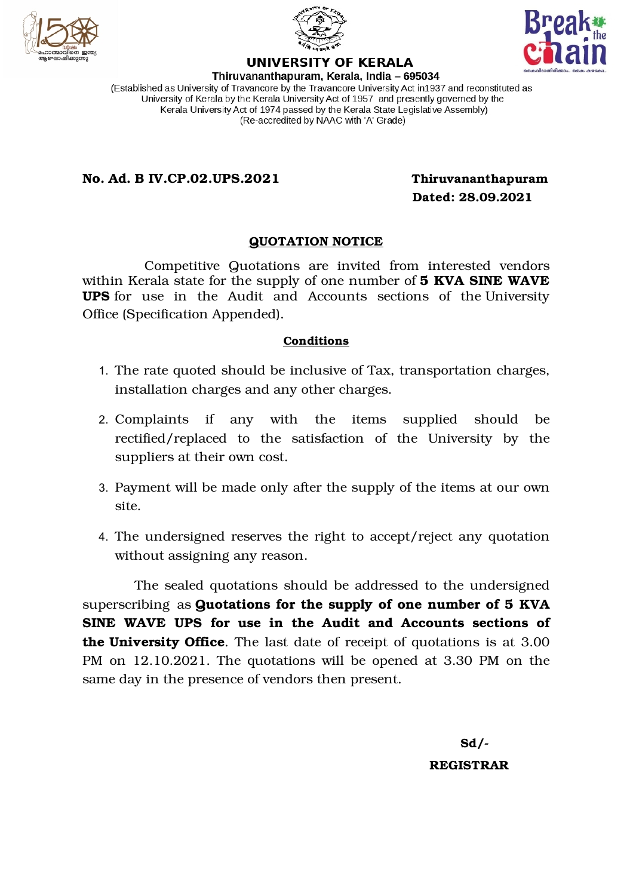# UNIVERSITY OF KERALA

**Thiruvananthapuram, Kerala, India – 695034**

(Established as University of Travancore by the Travancore University Act in1937 and reconstituted as University of Kerala by the Kerala University Act of 1957 and presently governed by the Kerala University Act of 1974 passed by the Kerala State Legislative Assembly)
(Re-accredited by NAAC with 'A' Grade)

**No. Ad. B IV.CP.02.UPS.2021**

**Thiruvananthapuram**
**Dated: 28.09.2021**

## QUOTATION NOTICE

Competitive Quotations are invited from interested vendors within Kerala state for the supply of one number of **5 KVA SINE WAVE UPS** for use in the Audit and Accounts sections of the University Office (Specification Appended).

### Conditions

1. The rate quoted should be inclusive of Tax, transportation charges, installation charges and any other charges.
2. Complaints if any with the items supplied should be rectified/replaced to the satisfaction of the University by the suppliers at their own cost.
3. Payment will be made only after the supply of the items at our own site.
4. The undersigned reserves the right to accept/reject any quotation without assigning any reason.

The sealed quotations should be addressed to the undersigned superscribing as **Quotations for the supply of one number of 5 KVA SINE WAVE UPS for use in the Audit and Accounts sections of the University Office**. The last date of receipt of quotations is at 3.00 PM on 12.10.2021. The quotations will be opened at 3.30 PM on the same day in the presence of vendors then present.

**Sd/-**

**REGISTRAR**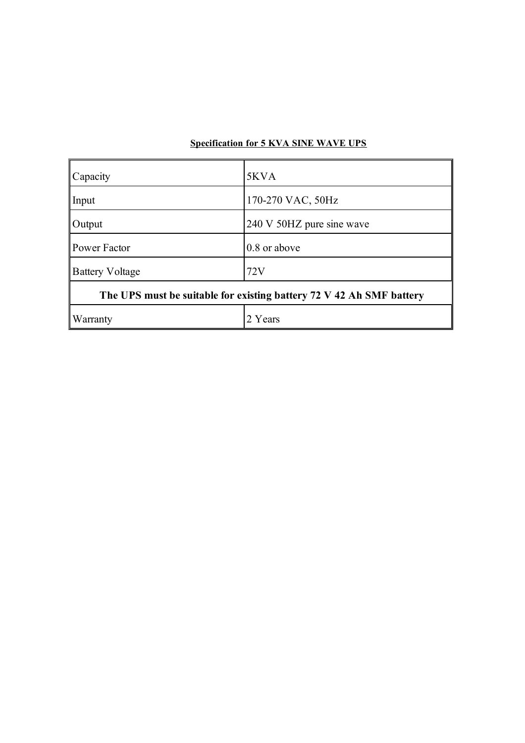**Specification for 5 KVA SINE WAVE UPS**

| | |
|---|---|
| Capacity | 5KVA |
| Input | 170-270 VAC, 50Hz |
| Output | 240 V 50HZ pure sine wave |
| Power Factor | 0.8 or above |
| Battery Voltage | 72V |
| **The UPS must be suitable for existing battery 72 V 42 Ah SMF battery** | |
| Warranty | 2 Years |